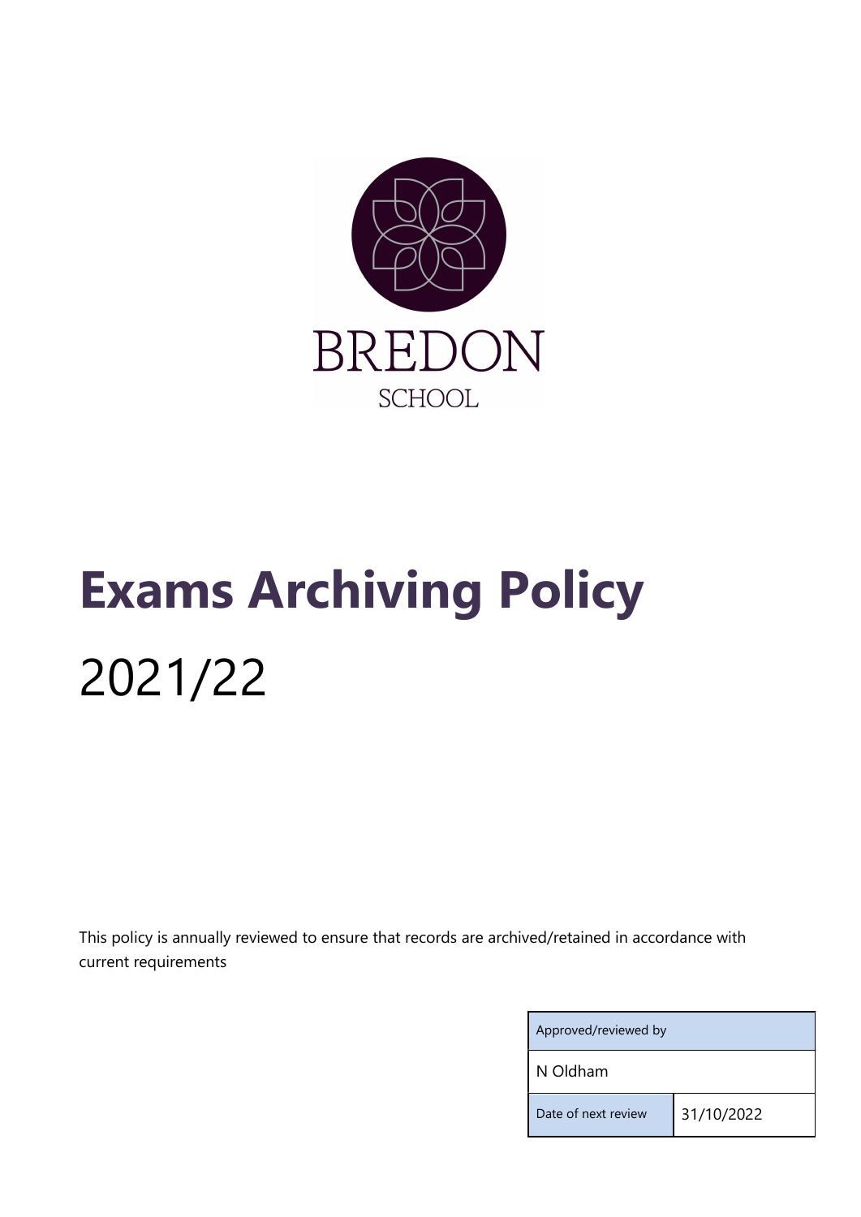BREDON

SCHOOL

# Exams Archiving Policy

2021/22

This policy is annually reviewed to ensure that records are archived/retained in accordance with current requirements

| Approved/reviewed by | |
| --- | --- |
| N Oldham | |
| Date of next review | 31/10/2022 |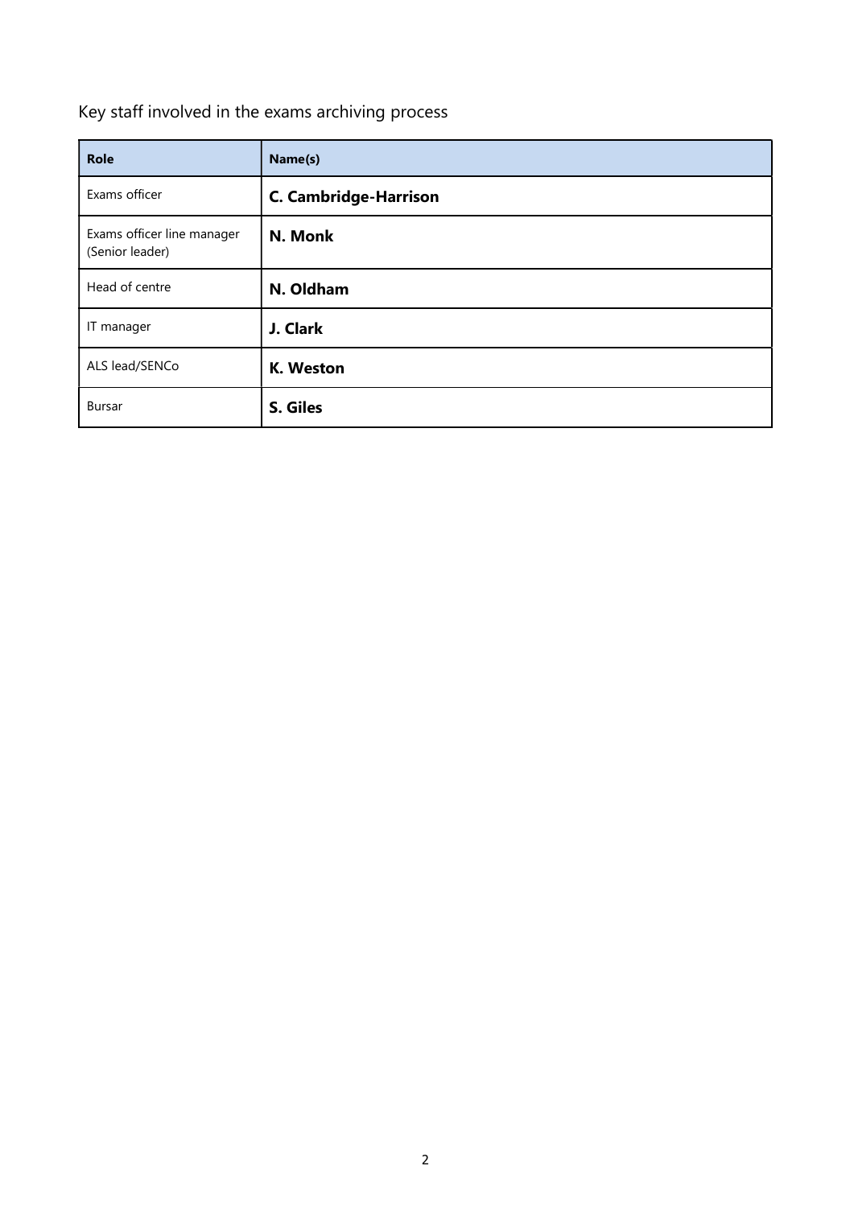## Key staff involved in the exams archiving process

| Role | Name(s) |
| --- | --- |
| Exams officer | **C. Cambridge-Harrison** |
| Exams officer line manager (Senior leader) | **N. Monk** |
| Head of centre | **N. Oldham** |
| IT manager | **J. Clark** |
| ALS lead/SENCo | **K. Weston** |
| Bursar | **S. Giles** |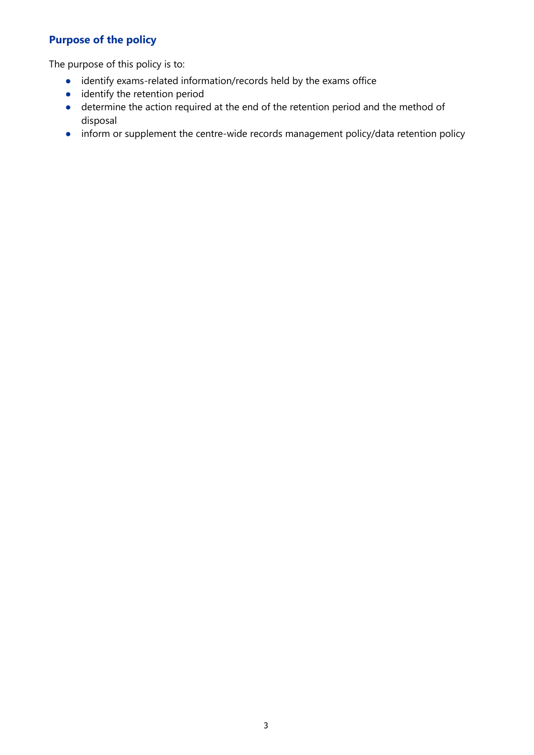## Purpose of the policy

The purpose of this policy is to:

- identify exams-related information/records held by the exams office
- identify the retention period
- determine the action required at the end of the retention period and the method of disposal
- inform or supplement the centre-wide records management policy/data retention policy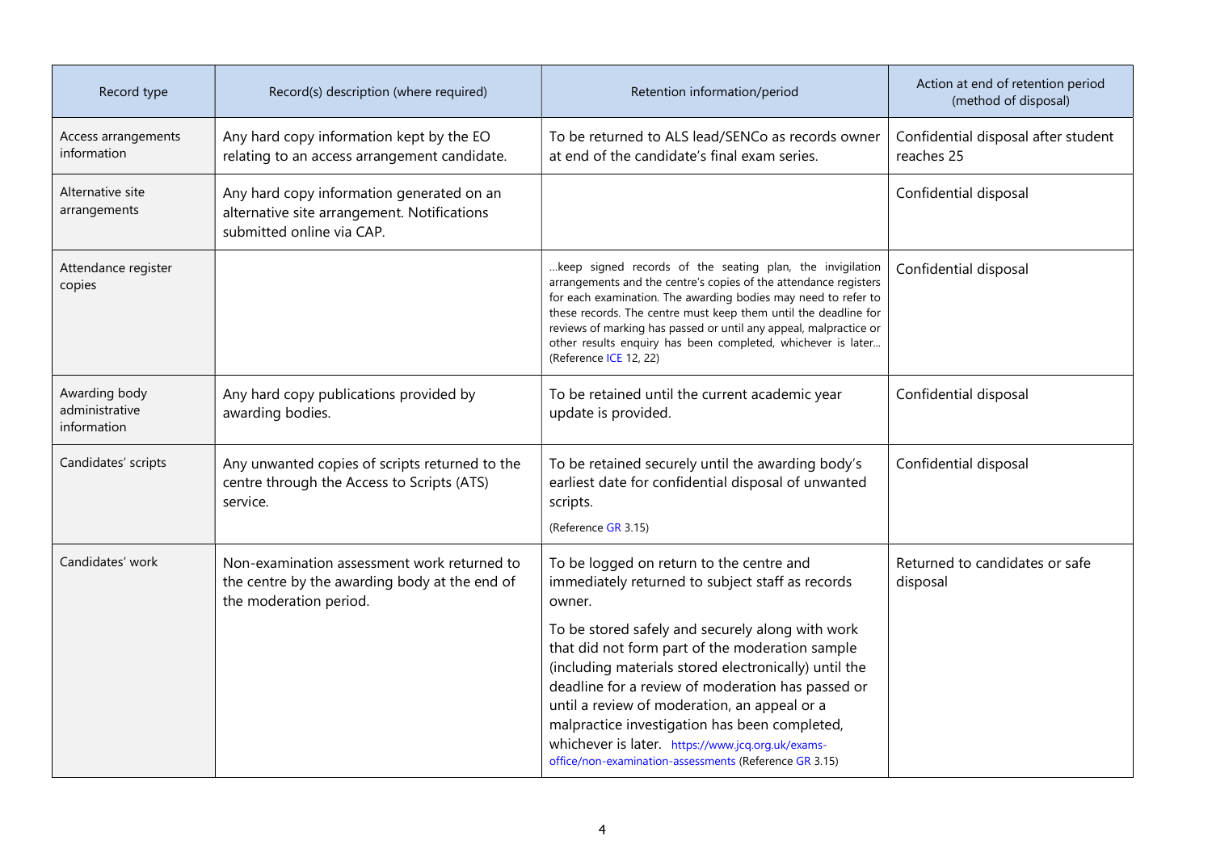| Record type | Record(s) description (where required) | Retention information/period | Action at end of retention period (method of disposal) |
|---|---|---|---|
| Access arrangements information | Any hard copy information kept by the EO relating to an access arrangement candidate. | To be returned to ALS lead/SENCo as records owner at end of the candidate's final exam series. | Confidential disposal after student reaches 25 |
| Alternative site arrangements | Any hard copy information generated on an alternative site arrangement. Notifications submitted online via CAP. | | Confidential disposal |
| Attendance register copies | | …keep signed records of the seating plan, the invigilation arrangements and the centre's copies of the attendance registers for each examination. The awarding bodies may need to refer to these records. The centre must keep them until the deadline for reviews of marking has passed or until any appeal, malpractice or other results enquiry has been completed, whichever is later… (Reference ICE 12, 22) | Confidential disposal |
| Awarding body administrative information | Any hard copy publications provided by awarding bodies. | To be retained until the current academic year update is provided. | Confidential disposal |
| Candidates' scripts | Any unwanted copies of scripts returned to the centre through the Access to Scripts (ATS) service. | To be retained securely until the awarding body's earliest date for confidential disposal of unwanted scripts. (Reference GR 3.15) | Confidential disposal |
| Candidates' work | Non-examination assessment work returned to the centre by the awarding body at the end of the moderation period. | To be logged on return to the centre and immediately returned to subject staff as records owner. To be stored safely and securely along with work that did not form part of the moderation sample (including materials stored electronically) until the deadline for a review of moderation has passed or until a review of moderation, an appeal or a malpractice investigation has been completed, whichever is later. https://www.jcq.org.uk/exams-office/non-examination-assessments (Reference GR 3.15) | Returned to candidates or safe disposal |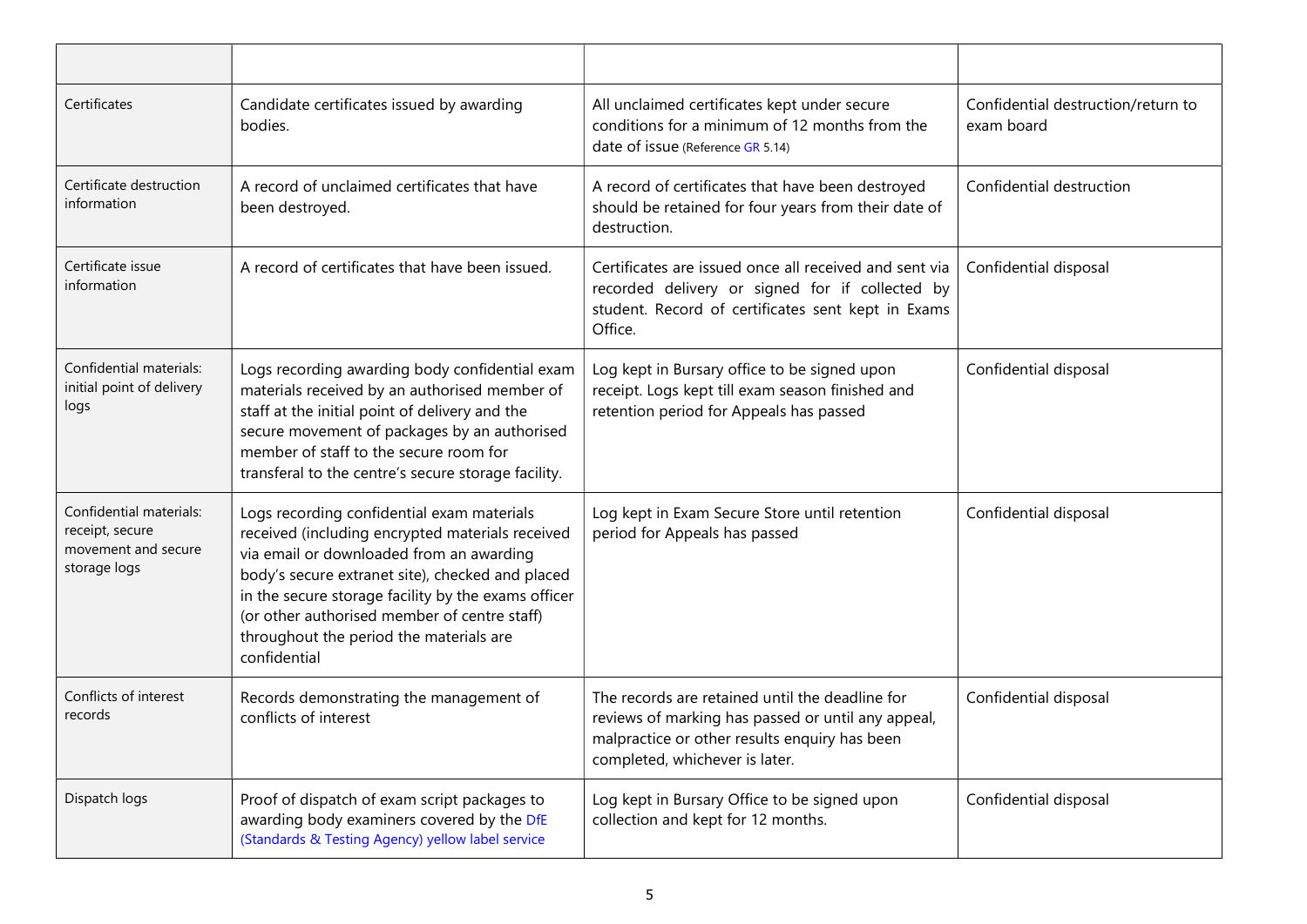| | | | |
|---|---|---|---|
| Certificates | Candidate certificates issued by awarding bodies. | All unclaimed certificates kept under secure conditions for a minimum of 12 months from the date of issue (Reference GR 5.14) | Confidential destruction/return to exam board |
| Certificate destruction information | A record of unclaimed certificates that have been destroyed. | A record of certificates that have been destroyed should be retained for four years from their date of destruction. | Confidential destruction |
| Certificate issue information | A record of certificates that have been issued. | Certificates are issued once all received and sent via recorded delivery or signed for if collected by student. Record of certificates sent kept in Exams Office. | Confidential disposal |
| Confidential materials: initial point of delivery logs | Logs recording awarding body confidential exam materials received by an authorised member of staff at the initial point of delivery and the secure movement of packages by an authorised member of staff to the secure room for transferal to the centre's secure storage facility. | Log kept in Bursary office to be signed upon receipt. Logs kept till exam season finished and retention period for Appeals has passed | Confidential disposal |
| Confidential materials: receipt, secure movement and secure storage logs | Logs recording confidential exam materials received (including encrypted materials received via email or downloaded from an awarding body's secure extranet site), checked and placed in the secure storage facility by the exams officer (or other authorised member of centre staff) throughout the period the materials are confidential | Log kept in Exam Secure Store until retention period for Appeals has passed | Confidential disposal |
| Conflicts of interest records | Records demonstrating the management of conflicts of interest | The records are retained until the deadline for reviews of marking has passed or until any appeal, malpractice or other results enquiry has been completed, whichever is later. | Confidential disposal |
| Dispatch logs | Proof of dispatch of exam script packages to awarding body examiners covered by the DfE (Standards & Testing Agency) yellow label service | Log kept in Bursary Office to be signed upon collection and kept for 12 months. | Confidential disposal |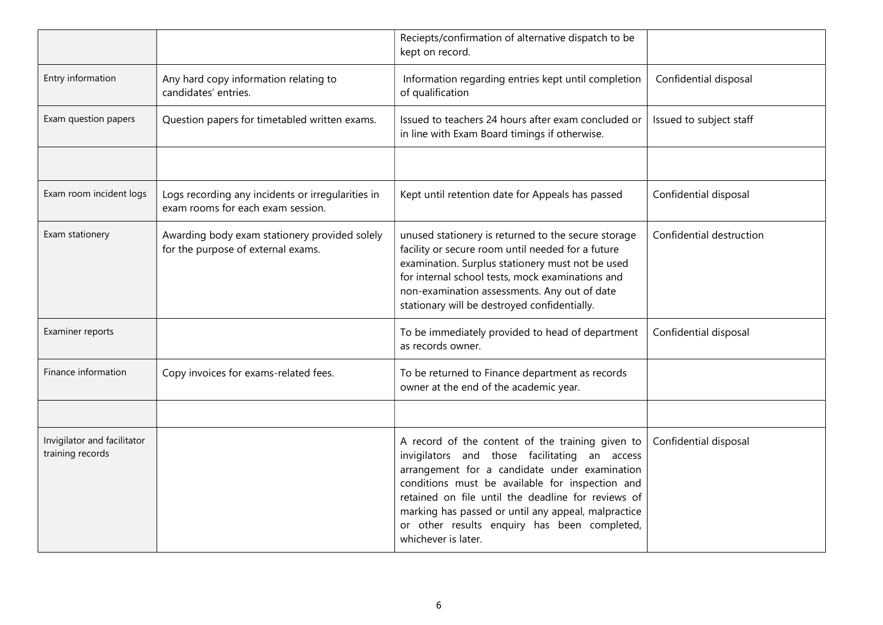| | | | |
|---|---|---|---|
| | | Reciepts/confirmation of alternative dispatch to be kept on record. | |
| Entry information | Any hard copy information relating to candidates' entries. | Information regarding entries kept until completion of qualification | Confidential disposal |
| Exam question papers | Question papers for timetabled written exams. | Issued to teachers 24 hours after exam concluded or in line with Exam Board timings if otherwise. | Issued to subject staff |
| | | | |
| Exam room incident logs | Logs recording any incidents or irregularities in exam rooms for each exam session. | Kept until retention date for Appeals has passed | Confidential disposal |
| Exam stationery | Awarding body exam stationery provided solely for the purpose of external exams. | unused stationery is returned to the secure storage facility or secure room until needed for a future examination. Surplus stationery must not be used for internal school tests, mock examinations and non-examination assessments. Any out of date stationary will be destroyed confidentially. | Confidential destruction |
| Examiner reports | | To be immediately provided to head of department as records owner. | Confidential disposal |
| Finance information | Copy invoices for exams-related fees. | To be returned to Finance department as records owner at the end of the academic year. | |
| | | | |
| Invigilator and facilitator training records | | A record of the content of the training given to invigilators and those facilitating an access arrangement for a candidate under examination conditions must be available for inspection and retained on file until the deadline for reviews of marking has passed or until any appeal, malpractice or other results enquiry has been completed, whichever is later. | Confidential disposal |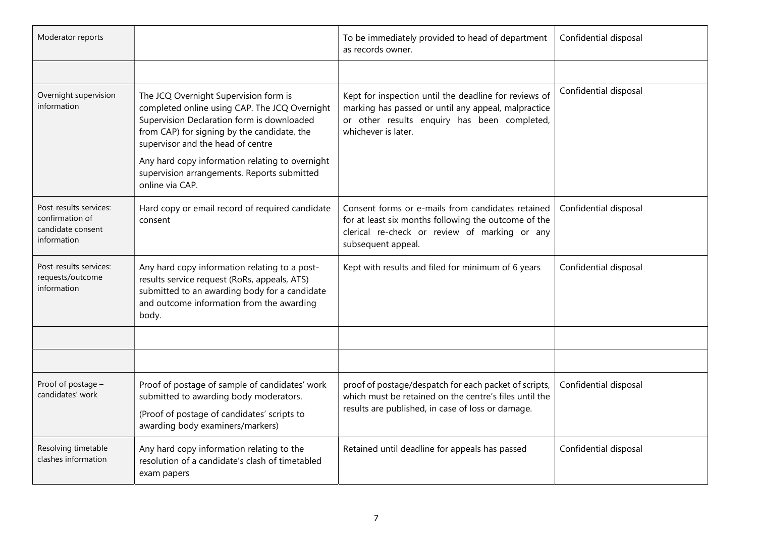| Moderator reports | | To be immediately provided to head of department as records owner. | Confidential disposal |
| --- | --- | --- | --- |
| | | | |
| Overnight supervision information | The JCQ Overnight Supervision form is completed online using CAP. The JCQ Overnight Supervision Declaration form is downloaded from CAP) for signing by the candidate, the supervisor and the head of centre<br><br>Any hard copy information relating to overnight supervision arrangements. Reports submitted online via CAP. | Kept for inspection until the deadline for reviews of marking has passed or until any appeal, malpractice or other results enquiry has been completed, whichever is later. | Confidential disposal |
| Post-results services: confirmation of candidate consent information | Hard copy or email record of required candidate consent | Consent forms or e-mails from candidates retained for at least six months following the outcome of the clerical re-check or review of marking or any subsequent appeal. | Confidential disposal |
| Post-results services: requests/outcome information | Any hard copy information relating to a post-results service request (RoRs, appeals, ATS) submitted to an awarding body for a candidate and outcome information from the awarding body. | Kept with results and filed for minimum of 6 years | Confidential disposal |
| | | | |
| | | | |
| Proof of postage – candidates' work | Proof of postage of sample of candidates' work submitted to awarding body moderators.<br><br>(Proof of postage of candidates' scripts to awarding body examiners/markers) | proof of postage/despatch for each packet of scripts, which must be retained on the centre's files until the results are published, in case of loss or damage. | Confidential disposal |
| Resolving timetable clashes information | Any hard copy information relating to the resolution of a candidate's clash of timetabled exam papers | Retained until deadline for appeals has passed | Confidential disposal |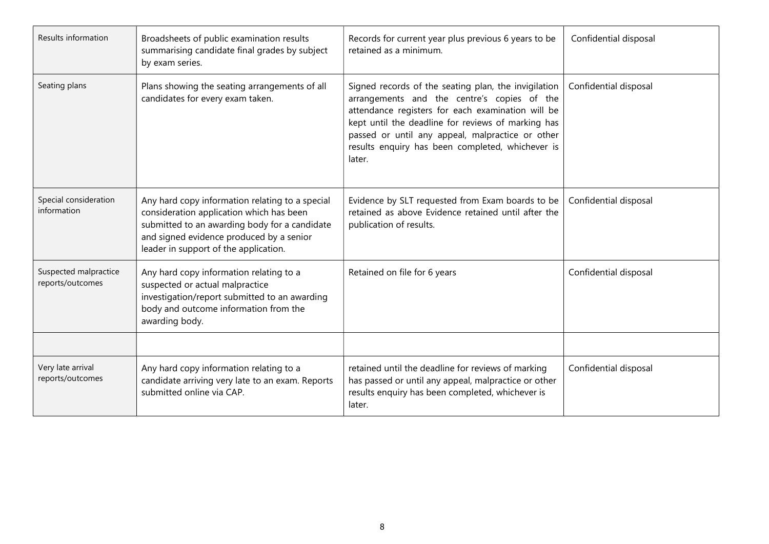| | | | |
|---|---|---|---|
| Results information | Broadsheets of public examination results summarising candidate final grades by subject by exam series. | Records for current year plus previous 6 years to be retained as a minimum. | Confidential disposal |
| Seating plans | Plans showing the seating arrangements of all candidates for every exam taken. | Signed records of the seating plan, the invigilation arrangements and the centre's copies of the attendance registers for each examination will be kept until the deadline for reviews of marking has passed or until any appeal, malpractice or other results enquiry has been completed, whichever is later. | Confidential disposal |
| Special consideration information | Any hard copy information relating to a special consideration application which has been submitted to an awarding body for a candidate and signed evidence produced by a senior leader in support of the application. | Evidence by SLT requested from Exam boards to be retained as above Evidence retained until after the publication of results. | Confidential disposal |
| Suspected malpractice reports/outcomes | Any hard copy information relating to a suspected or actual malpractice investigation/report submitted to an awarding body and outcome information from the awarding body. | Retained on file for 6 years | Confidential disposal |
| | | | |
| Very late arrival reports/outcomes | Any hard copy information relating to a candidate arriving very late to an exam. Reports submitted online via CAP. | retained until the deadline for reviews of marking has passed or until any appeal, malpractice or other results enquiry has been completed, whichever is later. | Confidential disposal |